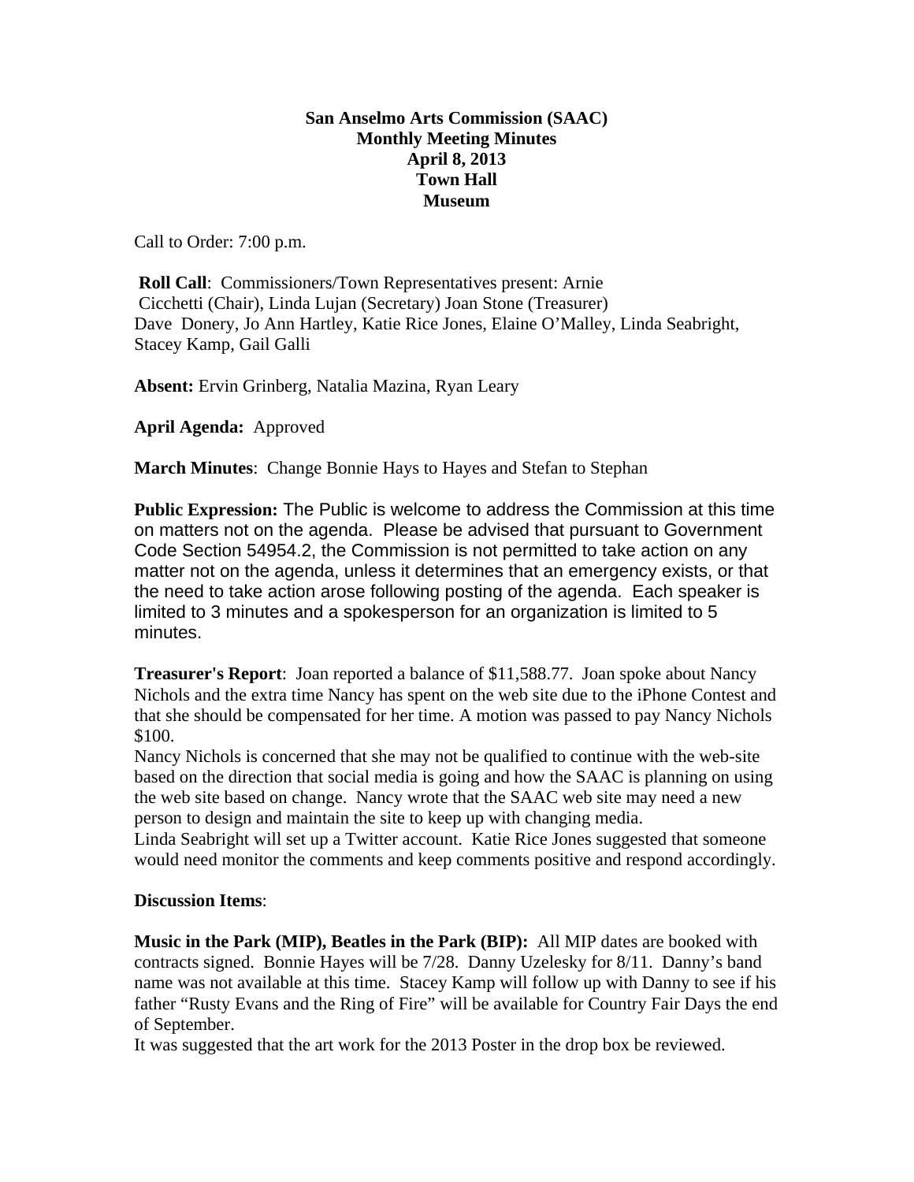# San Anselmo Arts Commission (SAAC)
## Monthly Meeting Minutes
## April 8, 2013
## Town Hall
## Museum

Call to Order: 7:00 p.m.

**Roll Call**: Commissioners/Town Representatives present: Arnie Cicchetti (Chair), Linda Lujan (Secretary) Joan Stone (Treasurer) Dave Donery, Jo Ann Hartley, Katie Rice Jones, Elaine O'Malley, Linda Seabright, Stacey Kamp, Gail Galli

**Absent:** Ervin Grinberg, Natalia Mazina, Ryan Leary

**April Agenda:** Approved

**March Minutes**: Change Bonnie Hays to Hayes and Stefan to Stephan

**Public Expression:** The Public is welcome to address the Commission at this time on matters not on the agenda. Please be advised that pursuant to Government Code Section 54954.2, the Commission is not permitted to take action on any matter not on the agenda, unless it determines that an emergency exists, or that the need to take action arose following posting of the agenda. Each speaker is limited to 3 minutes and a spokesperson for an organization is limited to 5 minutes.

**Treasurer's Report**: Joan reported a balance of $11,588.77. Joan spoke about Nancy Nichols and the extra time Nancy has spent on the web site due to the iPhone Contest and that she should be compensated for her time. A motion was passed to pay Nancy Nichols $100.

Nancy Nichols is concerned that she may not be qualified to continue with the web-site based on the direction that social media is going and how the SAAC is planning on using the web site based on change. Nancy wrote that the SAAC web site may need a new person to design and maintain the site to keep up with changing media.

Linda Seabright will set up a Twitter account. Katie Rice Jones suggested that someone would need monitor the comments and keep comments positive and respond accordingly.

**Discussion Items**:

**Music in the Park (MIP), Beatles in the Park (BIP):** All MIP dates are booked with contracts signed. Bonnie Hayes will be 7/28. Danny Uzelesky for 8/11. Danny's band name was not available at this time. Stacey Kamp will follow up with Danny to see if his father "Rusty Evans and the Ring of Fire" will be available for Country Fair Days the end of September.

It was suggested that the art work for the 2013 Poster in the drop box be reviewed.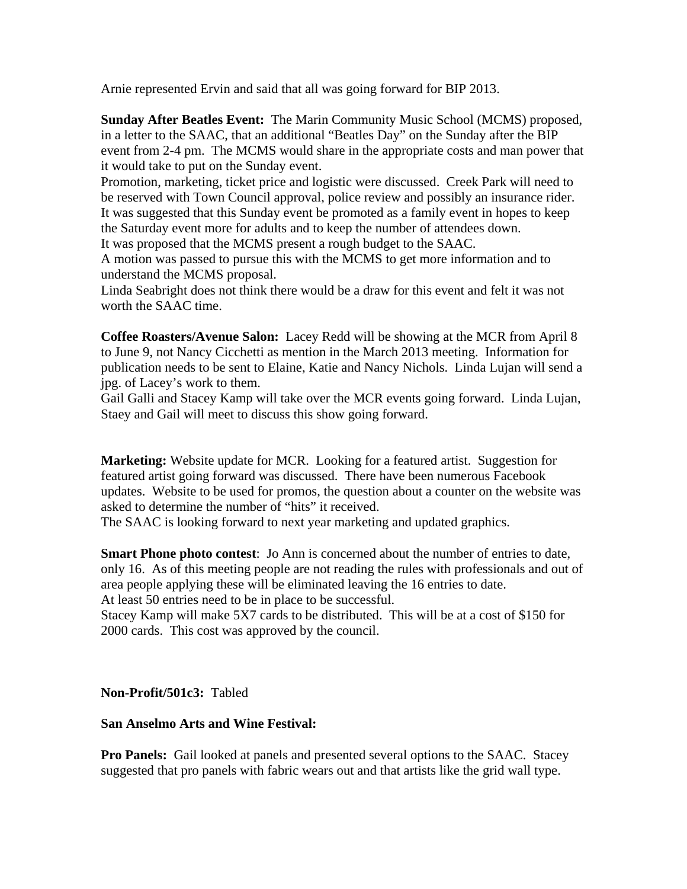Arnie represented Ervin and said that all was going forward for BIP 2013.

**Sunday After Beatles Event:** The Marin Community Music School (MCMS) proposed, in a letter to the SAAC, that an additional "Beatles Day" on the Sunday after the BIP event from 2-4 pm. The MCMS would share in the appropriate costs and man power that it would take to put on the Sunday event.
Promotion, marketing, ticket price and logistic were discussed. Creek Park will need to be reserved with Town Council approval, police review and possibly an insurance rider.
It was suggested that this Sunday event be promoted as a family event in hopes to keep the Saturday event more for adults and to keep the number of attendees down.
It was proposed that the MCMS present a rough budget to the SAAC.
A motion was passed to pursue this with the MCMS to get more information and to understand the MCMS proposal.
Linda Seabright does not think there would be a draw for this event and felt it was not worth the SAAC time.

**Coffee Roasters/Avenue Salon:** Lacey Redd will be showing at the MCR from April 8 to June 9, not Nancy Cicchetti as mention in the March 2013 meeting. Information for publication needs to be sent to Elaine, Katie and Nancy Nichols. Linda Lujan will send a jpg. of Lacey's work to them.
Gail Galli and Stacey Kamp will take over the MCR events going forward. Linda Lujan, Staey and Gail will meet to discuss this show going forward.

**Marketing:** Website update for MCR. Looking for a featured artist. Suggestion for featured artist going forward was discussed. There have been numerous Facebook updates. Website to be used for promos, the question about a counter on the website was asked to determine the number of "hits" it received.
The SAAC is looking forward to next year marketing and updated graphics.

**Smart Phone photo contest**: Jo Ann is concerned about the number of entries to date, only 16. As of this meeting people are not reading the rules with professionals and out of area people applying these will be eliminated leaving the 16 entries to date.
At least 50 entries need to be in place to be successful.
Stacey Kamp will make 5X7 cards to be distributed. This will be at a cost of $150 for 2000 cards. This cost was approved by the council.

**Non-Profit/501c3:** Tabled

**San Anselmo Arts and Wine Festival:**

**Pro Panels:** Gail looked at panels and presented several options to the SAAC. Stacey suggested that pro panels with fabric wears out and that artists like the grid wall type.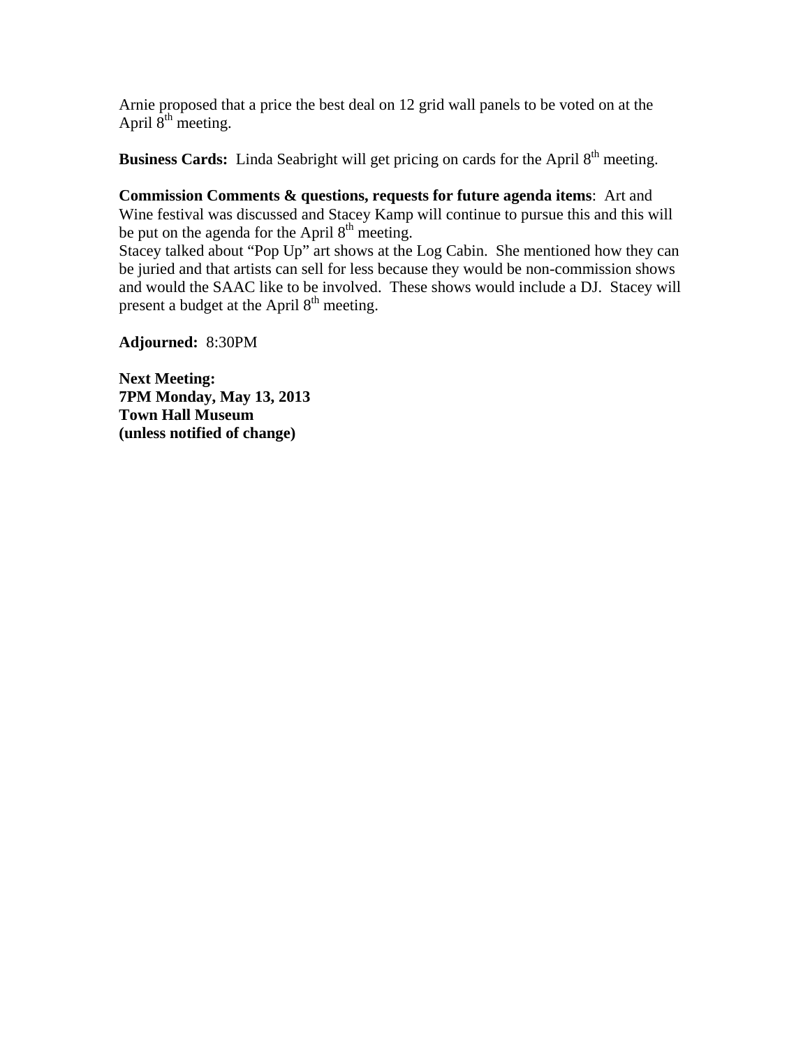Arnie proposed that a price the best deal on 12 grid wall panels to be voted on at the April 8th meeting.

**Business Cards:** Linda Seabright will get pricing on cards for the April 8th meeting.

**Commission Comments & questions, requests for future agenda items**: Art and Wine festival was discussed and Stacey Kamp will continue to pursue this and this will be put on the agenda for the April 8th meeting.
Stacey talked about "Pop Up" art shows at the Log Cabin. She mentioned how they can be juried and that artists can sell for less because they would be non-commission shows and would the SAAC like to be involved. These shows would include a DJ. Stacey will present a budget at the April 8th meeting.

**Adjourned:** 8:30PM

**Next Meeting:**
**7PM Monday, May 13, 2013**
**Town Hall Museum**
**(unless notified of change)**